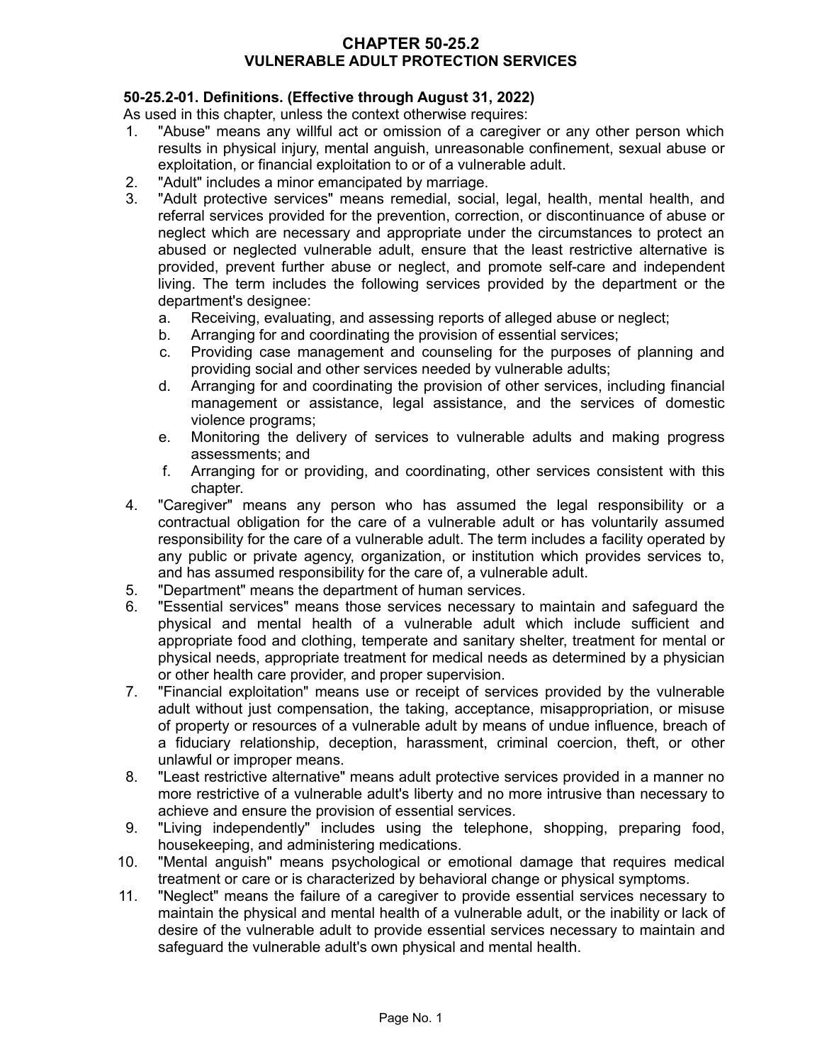# CHAPTER 50-25.2
# VULNERABLE ADULT PROTECTION SERVICES

**50-25.2-01. Definitions. (Effective through August 31, 2022)**

As used in this chapter, unless the context otherwise requires:

1. "Abuse" means any willful act or omission of a caregiver or any other person which results in physical injury, mental anguish, unreasonable confinement, sexual abuse or exploitation, or financial exploitation to or of a vulnerable adult.
2. "Adult" includes a minor emancipated by marriage.
3. "Adult protective services" means remedial, social, legal, health, mental health, and referral services provided for the prevention, correction, or discontinuance of abuse or neglect which are necessary and appropriate under the circumstances to protect an abused or neglected vulnerable adult, ensure that the least restrictive alternative is provided, prevent further abuse or neglect, and promote self-care and independent living. The term includes the following services provided by the department or the department's designee:
   a. Receiving, evaluating, and assessing reports of alleged abuse or neglect;
   b. Arranging for and coordinating the provision of essential services;
   c. Providing case management and counseling for the purposes of planning and providing social and other services needed by vulnerable adults;
   d. Arranging for and coordinating the provision of other services, including financial management or assistance, legal assistance, and the services of domestic violence programs;
   e. Monitoring the delivery of services to vulnerable adults and making progress assessments; and
   f. Arranging for or providing, and coordinating, other services consistent with this chapter.
4. "Caregiver" means any person who has assumed the legal responsibility or a contractual obligation for the care of a vulnerable adult or has voluntarily assumed responsibility for the care of a vulnerable adult. The term includes a facility operated by any public or private agency, organization, or institution which provides services to, and has assumed responsibility for the care of, a vulnerable adult.
5. "Department" means the department of human services.
6. "Essential services" means those services necessary to maintain and safeguard the physical and mental health of a vulnerable adult which include sufficient and appropriate food and clothing, temperate and sanitary shelter, treatment for mental or physical needs, appropriate treatment for medical needs as determined by a physician or other health care provider, and proper supervision.
7. "Financial exploitation" means use or receipt of services provided by the vulnerable adult without just compensation, the taking, acceptance, misappropriation, or misuse of property or resources of a vulnerable adult by means of undue influence, breach of a fiduciary relationship, deception, harassment, criminal coercion, theft, or other unlawful or improper means.
8. "Least restrictive alternative" means adult protective services provided in a manner no more restrictive of a vulnerable adult's liberty and no more intrusive than necessary to achieve and ensure the provision of essential services.
9. "Living independently" includes using the telephone, shopping, preparing food, housekeeping, and administering medications.
10. "Mental anguish" means psychological or emotional damage that requires medical treatment or care or is characterized by behavioral change or physical symptoms.
11. "Neglect" means the failure of a caregiver to provide essential services necessary to maintain the physical and mental health of a vulnerable adult, or the inability or lack of desire of the vulnerable adult to provide essential services necessary to maintain and safeguard the vulnerable adult's own physical and mental health.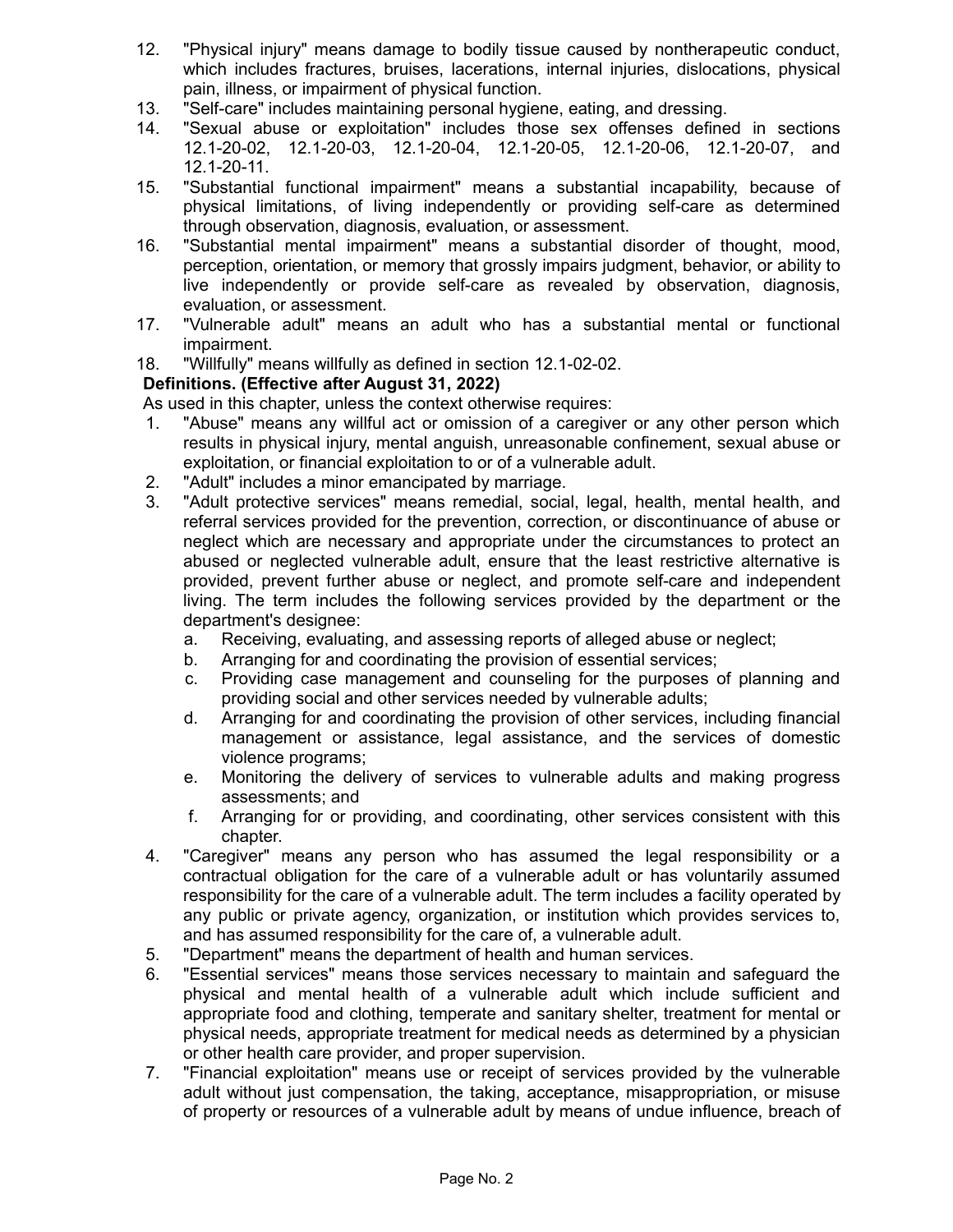12. "Physical injury" means damage to bodily tissue caused by nontherapeutic conduct, which includes fractures, bruises, lacerations, internal injuries, dislocations, physical pain, illness, or impairment of physical function.
13. "Self-care" includes maintaining personal hygiene, eating, and dressing.
14. "Sexual abuse or exploitation" includes those sex offenses defined in sections 12.1-20-02, 12.1-20-03, 12.1-20-04, 12.1-20-05, 12.1-20-06, 12.1-20-07, and 12.1-20-11.
15. "Substantial functional impairment" means a substantial incapability, because of physical limitations, of living independently or providing self-care as determined through observation, diagnosis, evaluation, or assessment.
16. "Substantial mental impairment" means a substantial disorder of thought, mood, perception, orientation, or memory that grossly impairs judgment, behavior, or ability to live independently or provide self-care as revealed by observation, diagnosis, evaluation, or assessment.
17. "Vulnerable adult" means an adult who has a substantial mental or functional impairment.
18. "Willfully" means willfully as defined in section 12.1-02-02.

**Definitions. (Effective after August 31, 2022)**

As used in this chapter, unless the context otherwise requires:

1. "Abuse" means any willful act or omission of a caregiver or any other person which results in physical injury, mental anguish, unreasonable confinement, sexual abuse or exploitation, or financial exploitation to or of a vulnerable adult.
2. "Adult" includes a minor emancipated by marriage.
3. "Adult protective services" means remedial, social, legal, health, mental health, and referral services provided for the prevention, correction, or discontinuance of abuse or neglect which are necessary and appropriate under the circumstances to protect an abused or neglected vulnerable adult, ensure that the least restrictive alternative is provided, prevent further abuse or neglect, and promote self-care and independent living. The term includes the following services provided by the department or the department's designee:
   a. Receiving, evaluating, and assessing reports of alleged abuse or neglect;
   b. Arranging for and coordinating the provision of essential services;
   c. Providing case management and counseling for the purposes of planning and providing social and other services needed by vulnerable adults;
   d. Arranging for and coordinating the provision of other services, including financial management or assistance, legal assistance, and the services of domestic violence programs;
   e. Monitoring the delivery of services to vulnerable adults and making progress assessments; and
   f. Arranging for or providing, and coordinating, other services consistent with this chapter.
4. "Caregiver" means any person who has assumed the legal responsibility or a contractual obligation for the care of a vulnerable adult or has voluntarily assumed responsibility for the care of a vulnerable adult. The term includes a facility operated by any public or private agency, organization, or institution which provides services to, and has assumed responsibility for the care of, a vulnerable adult.
5. "Department" means the department of health and human services.
6. "Essential services" means those services necessary to maintain and safeguard the physical and mental health of a vulnerable adult which include sufficient and appropriate food and clothing, temperate and sanitary shelter, treatment for mental or physical needs, appropriate treatment for medical needs as determined by a physician or other health care provider, and proper supervision.
7. "Financial exploitation" means use or receipt of services provided by the vulnerable adult without just compensation, the taking, acceptance, misappropriation, or misuse of property or resources of a vulnerable adult by means of undue influence, breach of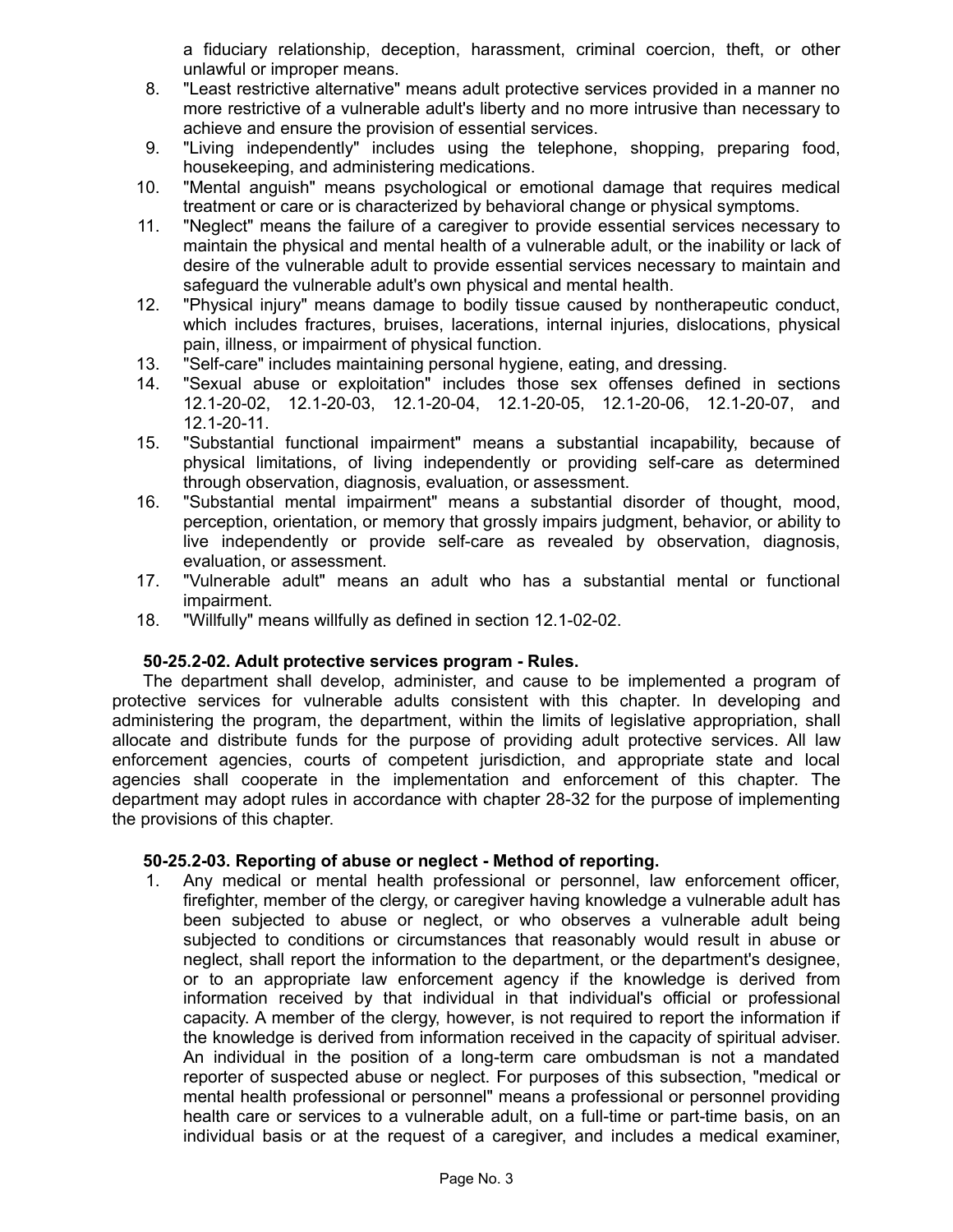a fiduciary relationship, deception, harassment, criminal coercion, theft, or other unlawful or improper means.

8. "Least restrictive alternative" means adult protective services provided in a manner no more restrictive of a vulnerable adult's liberty and no more intrusive than necessary to achieve and ensure the provision of essential services.
9. "Living independently" includes using the telephone, shopping, preparing food, housekeeping, and administering medications.
10. "Mental anguish" means psychological or emotional damage that requires medical treatment or care or is characterized by behavioral change or physical symptoms.
11. "Neglect" means the failure of a caregiver to provide essential services necessary to maintain the physical and mental health of a vulnerable adult, or the inability or lack of desire of the vulnerable adult to provide essential services necessary to maintain and safeguard the vulnerable adult's own physical and mental health.
12. "Physical injury" means damage to bodily tissue caused by nontherapeutic conduct, which includes fractures, bruises, lacerations, internal injuries, dislocations, physical pain, illness, or impairment of physical function.
13. "Self-care" includes maintaining personal hygiene, eating, and dressing.
14. "Sexual abuse or exploitation" includes those sex offenses defined in sections 12.1-20-02, 12.1-20-03, 12.1-20-04, 12.1-20-05, 12.1-20-06, 12.1-20-07, and 12.1-20-11.
15. "Substantial functional impairment" means a substantial incapability, because of physical limitations, of living independently or providing self-care as determined through observation, diagnosis, evaluation, or assessment.
16. "Substantial mental impairment" means a substantial disorder of thought, mood, perception, orientation, or memory that grossly impairs judgment, behavior, or ability to live independently or provide self-care as revealed by observation, diagnosis, evaluation, or assessment.
17. "Vulnerable adult" means an adult who has a substantial mental or functional impairment.
18. "Willfully" means willfully as defined in section 12.1-02-02.

**50-25.2-02. Adult protective services program - Rules.**

The department shall develop, administer, and cause to be implemented a program of protective services for vulnerable adults consistent with this chapter. In developing and administering the program, the department, within the limits of legislative appropriation, shall allocate and distribute funds for the purpose of providing adult protective services. All law enforcement agencies, courts of competent jurisdiction, and appropriate state and local agencies shall cooperate in the implementation and enforcement of this chapter. The department may adopt rules in accordance with chapter 28-32 for the purpose of implementing the provisions of this chapter.

**50-25.2-03. Reporting of abuse or neglect - Method of reporting.**

1. Any medical or mental health professional or personnel, law enforcement officer, firefighter, member of the clergy, or caregiver having knowledge a vulnerable adult has been subjected to abuse or neglect, or who observes a vulnerable adult being subjected to conditions or circumstances that reasonably would result in abuse or neglect, shall report the information to the department, or the department's designee, or to an appropriate law enforcement agency if the knowledge is derived from information received by that individual in that individual's official or professional capacity. A member of the clergy, however, is not required to report the information if the knowledge is derived from information received in the capacity of spiritual adviser. An individual in the position of a long-term care ombudsman is not a mandated reporter of suspected abuse or neglect. For purposes of this subsection, "medical or mental health professional or personnel" means a professional or personnel providing health care or services to a vulnerable adult, on a full-time or part-time basis, on an individual basis or at the request of a caregiver, and includes a medical examiner,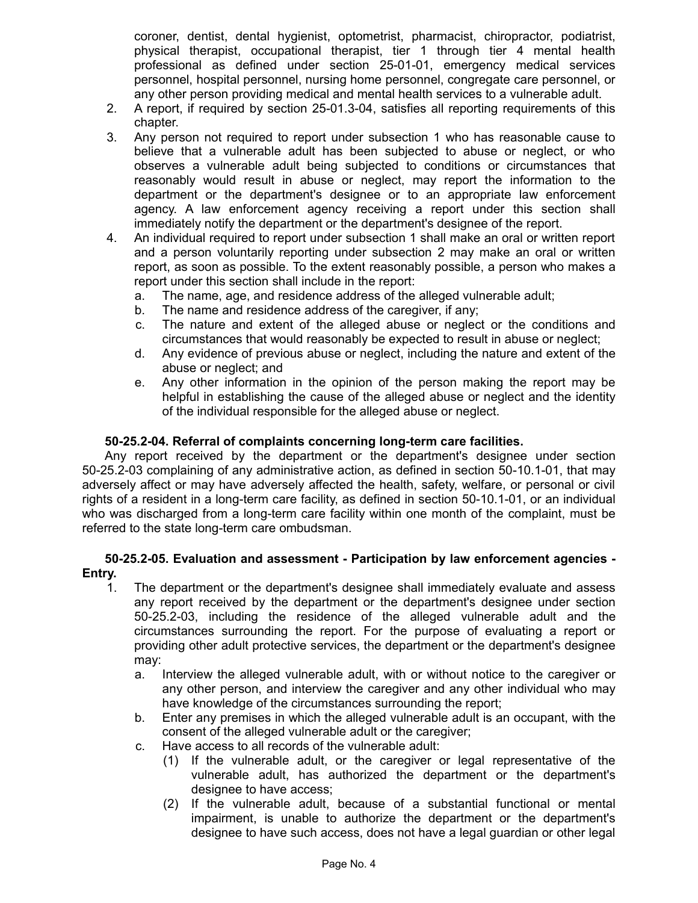coroner, dentist, dental hygienist, optometrist, pharmacist, chiropractor, podiatrist, physical therapist, occupational therapist, tier 1 through tier 4 mental health professional as defined under section 25-01-01, emergency medical services personnel, hospital personnel, nursing home personnel, congregate care personnel, or any other person providing medical and mental health services to a vulnerable adult.

2. A report, if required by section 25-01.3-04, satisfies all reporting requirements of this chapter.
3. Any person not required to report under subsection 1 who has reasonable cause to believe that a vulnerable adult has been subjected to abuse or neglect, or who observes a vulnerable adult being subjected to conditions or circumstances that reasonably would result in abuse or neglect, may report the information to the department or the department's designee or to an appropriate law enforcement agency. A law enforcement agency receiving a report under this section shall immediately notify the department or the department's designee of the report.
4. An individual required to report under subsection 1 shall make an oral or written report and a person voluntarily reporting under subsection 2 may make an oral or written report, as soon as possible. To the extent reasonably possible, a person who makes a report under this section shall include in the report:
   a. The name, age, and residence address of the alleged vulnerable adult;
   b. The name and residence address of the caregiver, if any;
   c. The nature and extent of the alleged abuse or neglect or the conditions and circumstances that would reasonably be expected to result in abuse or neglect;
   d. Any evidence of previous abuse or neglect, including the nature and extent of the abuse or neglect; and
   e. Any other information in the opinion of the person making the report may be helpful in establishing the cause of the alleged abuse or neglect and the identity of the individual responsible for the alleged abuse or neglect.

**50-25.2-04. Referral of complaints concerning long-term care facilities.**

Any report received by the department or the department's designee under section 50-25.2-03 complaining of any administrative action, as defined in section 50-10.1-01, that may adversely affect or may have adversely affected the health, safety, welfare, or personal or civil rights of a resident in a long-term care facility, as defined in section 50-10.1-01, or an individual who was discharged from a long-term care facility within one month of the complaint, must be referred to the state long-term care ombudsman.

**50-25.2-05. Evaluation and assessment - Participation by law enforcement agencies - Entry.**

1. The department or the department's designee shall immediately evaluate and assess any report received by the department or the department's designee under section 50-25.2-03, including the residence of the alleged vulnerable adult and the circumstances surrounding the report. For the purpose of evaluating a report or providing other adult protective services, the department or the department's designee may:
   a. Interview the alleged vulnerable adult, with or without notice to the caregiver or any other person, and interview the caregiver and any other individual who may have knowledge of the circumstances surrounding the report;
   b. Enter any premises in which the alleged vulnerable adult is an occupant, with the consent of the alleged vulnerable adult or the caregiver;
   c. Have access to all records of the vulnerable adult:
      (1) If the vulnerable adult, or the caregiver or legal representative of the vulnerable adult, has authorized the department or the department's designee to have access;
      (2) If the vulnerable adult, because of a substantial functional or mental impairment, is unable to authorize the department or the department's designee to have such access, does not have a legal guardian or other legal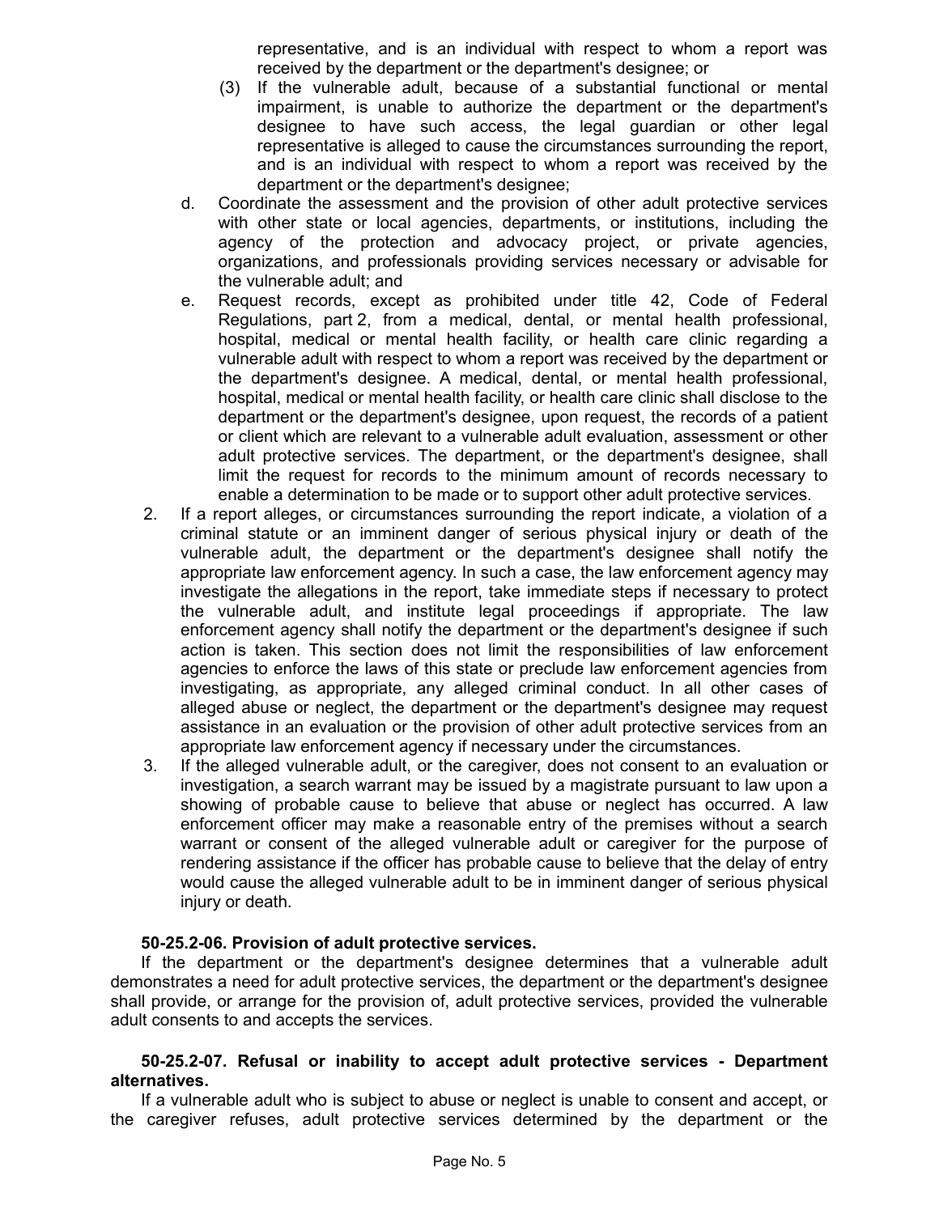representative, and is an individual with respect to whom a report was received by the department or the department's designee; or

(3) If the vulnerable adult, because of a substantial functional or mental impairment, is unable to authorize the department or the department's designee to have such access, the legal guardian or other legal representative is alleged to cause the circumstances surrounding the report, and is an individual with respect to whom a report was received by the department or the department's designee;

d. Coordinate the assessment and the provision of other adult protective services with other state or local agencies, departments, or institutions, including the agency of the protection and advocacy project, or private agencies, organizations, and professionals providing services necessary or advisable for the vulnerable adult; and

e. Request records, except as prohibited under title 42, Code of Federal Regulations, part 2, from a medical, dental, or mental health professional, hospital, medical or mental health facility, or health care clinic regarding a vulnerable adult with respect to whom a report was received by the department or the department's designee. A medical, dental, or mental health professional, hospital, medical or mental health facility, or health care clinic shall disclose to the department or the department's designee, upon request, the records of a patient or client which are relevant to a vulnerable adult evaluation, assessment or other adult protective services. The department, or the department's designee, shall limit the request for records to the minimum amount of records necessary to enable a determination to be made or to support other adult protective services.

2. If a report alleges, or circumstances surrounding the report indicate, a violation of a criminal statute or an imminent danger of serious physical injury or death of the vulnerable adult, the department or the department's designee shall notify the appropriate law enforcement agency. In such a case, the law enforcement agency may investigate the allegations in the report, take immediate steps if necessary to protect the vulnerable adult, and institute legal proceedings if appropriate. The law enforcement agency shall notify the department or the department's designee if such action is taken. This section does not limit the responsibilities of law enforcement agencies to enforce the laws of this state or preclude law enforcement agencies from investigating, as appropriate, any alleged criminal conduct. In all other cases of alleged abuse or neglect, the department or the department's designee may request assistance in an evaluation or the provision of other adult protective services from an appropriate law enforcement agency if necessary under the circumstances.

3. If the alleged vulnerable adult, or the caregiver, does not consent to an evaluation or investigation, a search warrant may be issued by a magistrate pursuant to law upon a showing of probable cause to believe that abuse or neglect has occurred. A law enforcement officer may make a reasonable entry of the premises without a search warrant or consent of the alleged vulnerable adult or caregiver for the purpose of rendering assistance if the officer has probable cause to believe that the delay of entry would cause the alleged vulnerable adult to be in imminent danger of serious physical injury or death.

**50-25.2-06. Provision of adult protective services.**

If the department or the department's designee determines that a vulnerable adult demonstrates a need for adult protective services, the department or the department's designee shall provide, or arrange for the provision of, adult protective services, provided the vulnerable adult consents to and accepts the services.

**50-25.2-07. Refusal or inability to accept adult protective services - Department alternatives.**

If a vulnerable adult who is subject to abuse or neglect is unable to consent and accept, or the caregiver refuses, adult protective services determined by the department or the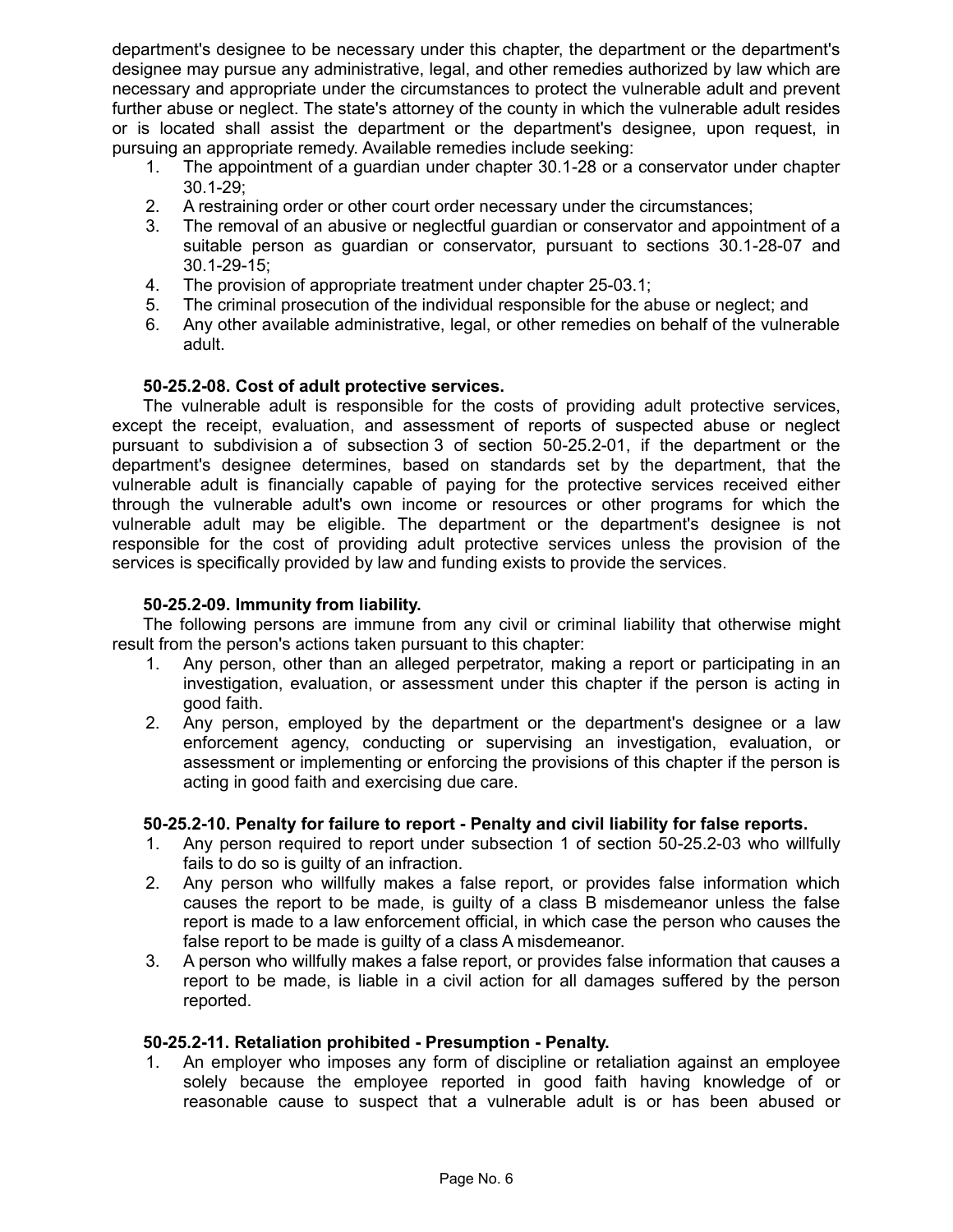department's designee to be necessary under this chapter, the department or the department's designee may pursue any administrative, legal, and other remedies authorized by law which are necessary and appropriate under the circumstances to protect the vulnerable adult and prevent further abuse or neglect. The state's attorney of the county in which the vulnerable adult resides or is located shall assist the department or the department's designee, upon request, in pursuing an appropriate remedy. Available remedies include seeking:

1. The appointment of a guardian under chapter 30.1-28 or a conservator under chapter 30.1-29;
2. A restraining order or other court order necessary under the circumstances;
3. The removal of an abusive or neglectful guardian or conservator and appointment of a suitable person as guardian or conservator, pursuant to sections 30.1-28-07 and 30.1-29-15;
4. The provision of appropriate treatment under chapter 25-03.1;
5. The criminal prosecution of the individual responsible for the abuse or neglect; and
6. Any other available administrative, legal, or other remedies on behalf of the vulnerable adult.

**50-25.2-08. Cost of adult protective services.**

The vulnerable adult is responsible for the costs of providing adult protective services, except the receipt, evaluation, and assessment of reports of suspected abuse or neglect pursuant to subdivision a of subsection 3 of section 50-25.2-01, if the department or the department's designee determines, based on standards set by the department, that the vulnerable adult is financially capable of paying for the protective services received either through the vulnerable adult's own income or resources or other programs for which the vulnerable adult may be eligible. The department or the department's designee is not responsible for the cost of providing adult protective services unless the provision of the services is specifically provided by law and funding exists to provide the services.

**50-25.2-09. Immunity from liability.**

The following persons are immune from any civil or criminal liability that otherwise might result from the person's actions taken pursuant to this chapter:

1. Any person, other than an alleged perpetrator, making a report or participating in an investigation, evaluation, or assessment under this chapter if the person is acting in good faith.
2. Any person, employed by the department or the department's designee or a law enforcement agency, conducting or supervising an investigation, evaluation, or assessment or implementing or enforcing the provisions of this chapter if the person is acting in good faith and exercising due care.

**50-25.2-10. Penalty for failure to report - Penalty and civil liability for false reports.**

1. Any person required to report under subsection 1 of section 50-25.2-03 who willfully fails to do so is guilty of an infraction.
2. Any person who willfully makes a false report, or provides false information which causes the report to be made, is guilty of a class B misdemeanor unless the false report is made to a law enforcement official, in which case the person who causes the false report to be made is guilty of a class A misdemeanor.
3. A person who willfully makes a false report, or provides false information that causes a report to be made, is liable in a civil action for all damages suffered by the person reported.

**50-25.2-11. Retaliation prohibited - Presumption - Penalty.**

1. An employer who imposes any form of discipline or retaliation against an employee solely because the employee reported in good faith having knowledge of or reasonable cause to suspect that a vulnerable adult is or has been abused or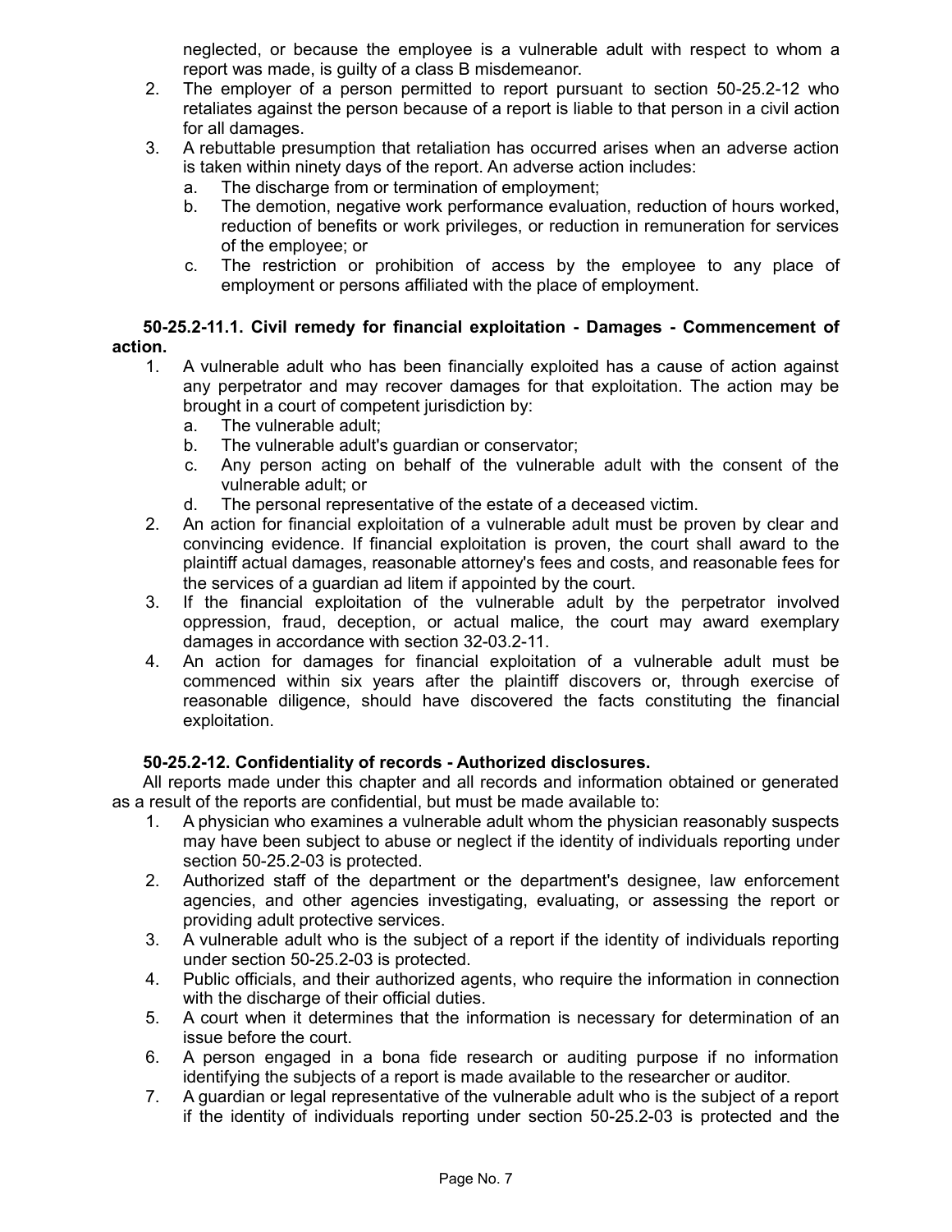neglected, or because the employee is a vulnerable adult with respect to whom a report was made, is guilty of a class B misdemeanor.

2. The employer of a person permitted to report pursuant to section 50-25.2-12 who retaliates against the person because of a report is liable to that person in a civil action for all damages.
3. A rebuttable presumption that retaliation has occurred arises when an adverse action is taken within ninety days of the report. An adverse action includes:
   a. The discharge from or termination of employment;
   b. The demotion, negative work performance evaluation, reduction of hours worked, reduction of benefits or work privileges, or reduction in remuneration for services of the employee; or
   c. The restriction or prohibition of access by the employee to any place of employment or persons affiliated with the place of employment.

**50-25.2-11.1. Civil remedy for financial exploitation - Damages - Commencement of action.**

1. A vulnerable adult who has been financially exploited has a cause of action against any perpetrator and may recover damages for that exploitation. The action may be brought in a court of competent jurisdiction by:
   a. The vulnerable adult;
   b. The vulnerable adult's guardian or conservator;
   c. Any person acting on behalf of the vulnerable adult with the consent of the vulnerable adult; or
   d. The personal representative of the estate of a deceased victim.
2. An action for financial exploitation of a vulnerable adult must be proven by clear and convincing evidence. If financial exploitation is proven, the court shall award to the plaintiff actual damages, reasonable attorney's fees and costs, and reasonable fees for the services of a guardian ad litem if appointed by the court.
3. If the financial exploitation of the vulnerable adult by the perpetrator involved oppression, fraud, deception, or actual malice, the court may award exemplary damages in accordance with section 32-03.2-11.
4. An action for damages for financial exploitation of a vulnerable adult must be commenced within six years after the plaintiff discovers or, through exercise of reasonable diligence, should have discovered the facts constituting the financial exploitation.

**50-25.2-12. Confidentiality of records - Authorized disclosures.**

All reports made under this chapter and all records and information obtained or generated as a result of the reports are confidential, but must be made available to:

1. A physician who examines a vulnerable adult whom the physician reasonably suspects may have been subject to abuse or neglect if the identity of individuals reporting under section 50-25.2-03 is protected.
2. Authorized staff of the department or the department's designee, law enforcement agencies, and other agencies investigating, evaluating, or assessing the report or providing adult protective services.
3. A vulnerable adult who is the subject of a report if the identity of individuals reporting under section 50-25.2-03 is protected.
4. Public officials, and their authorized agents, who require the information in connection with the discharge of their official duties.
5. A court when it determines that the information is necessary for determination of an issue before the court.
6. A person engaged in a bona fide research or auditing purpose if no information identifying the subjects of a report is made available to the researcher or auditor.
7. A guardian or legal representative of the vulnerable adult who is the subject of a report if the identity of individuals reporting under section 50-25.2-03 is protected and the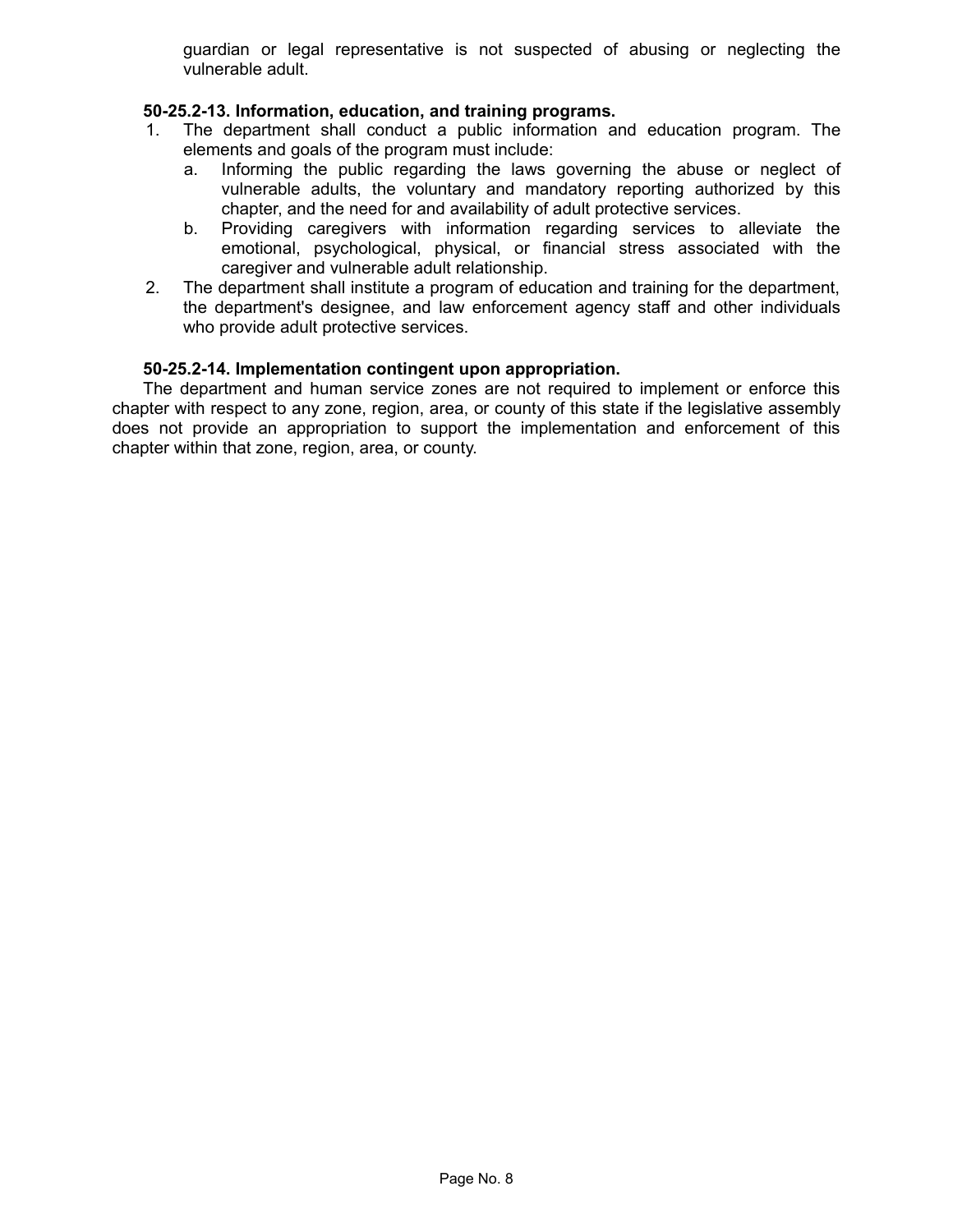guardian or legal representative is not suspected of abusing or neglecting the vulnerable adult.

**50-25.2-13. Information, education, and training programs.**

1. The department shall conduct a public information and education program. The elements and goals of the program must include:
   a. Informing the public regarding the laws governing the abuse or neglect of vulnerable adults, the voluntary and mandatory reporting authorized by this chapter, and the need for and availability of adult protective services.
   b. Providing caregivers with information regarding services to alleviate the emotional, psychological, physical, or financial stress associated with the caregiver and vulnerable adult relationship.
2. The department shall institute a program of education and training for the department, the department's designee, and law enforcement agency staff and other individuals who provide adult protective services.

**50-25.2-14. Implementation contingent upon appropriation.**

The department and human service zones are not required to implement or enforce this chapter with respect to any zone, region, area, or county of this state if the legislative assembly does not provide an appropriation to support the implementation and enforcement of this chapter within that zone, region, area, or county.